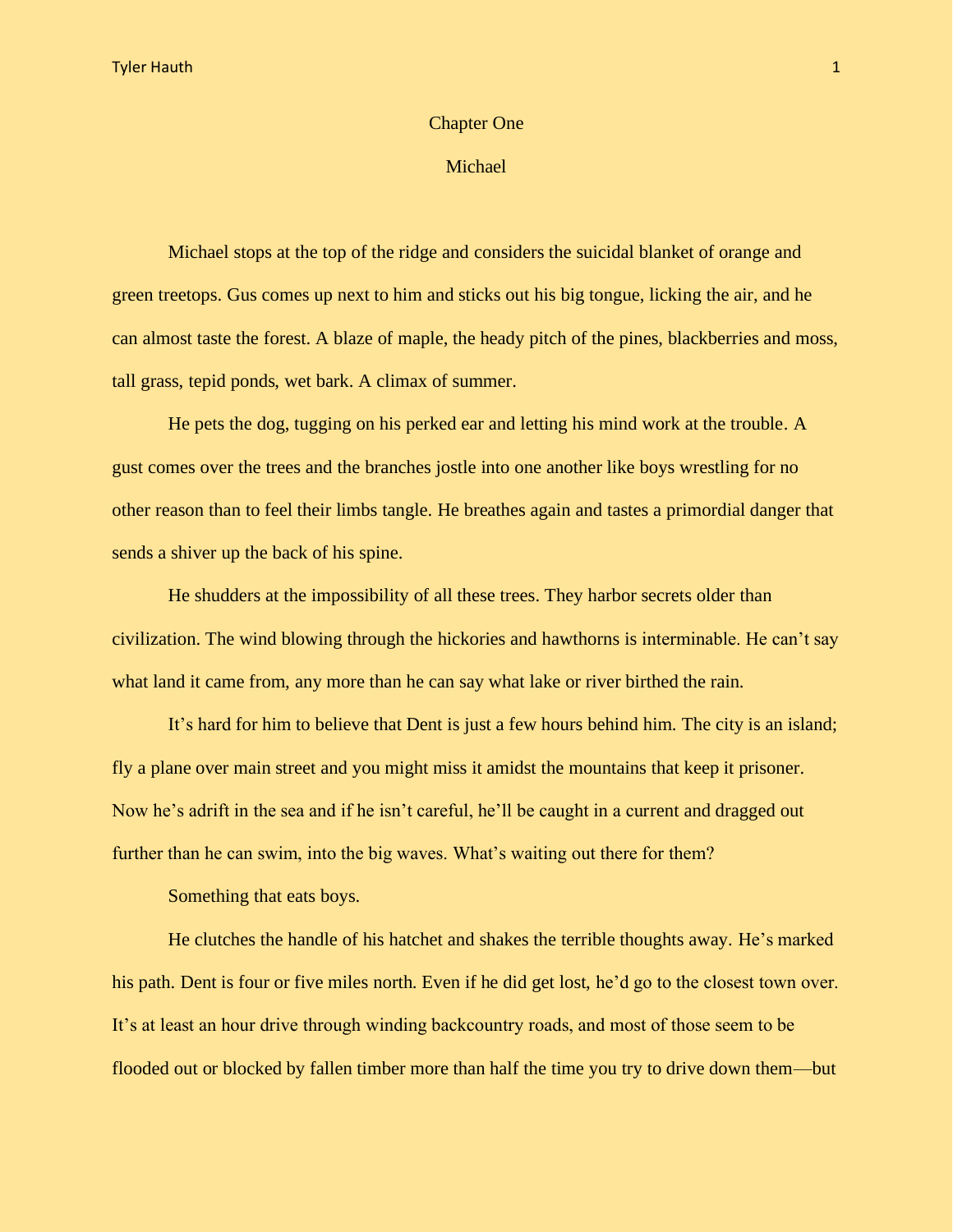# Chapter One

## Michael

Michael stops at the top of the ridge and considers the suicidal blanket of orange and green treetops. Gus comes up next to him and sticks out his big tongue, licking the air, and he can almost taste the forest. A blaze of maple, the heady pitch of the pines, blackberries and moss, tall grass, tepid ponds, wet bark. A climax of summer.

He pets the dog, tugging on his perked ear and letting his mind work at the trouble. A gust comes over the trees and the branches jostle into one another like boys wrestling for no other reason than to feel their limbs tangle. He breathes again and tastes a primordial danger that sends a shiver up the back of his spine.

He shudders at the impossibility of all these trees. They harbor secrets older than civilization. The wind blowing through the hickories and hawthorns is interminable. He can't say what land it came from, any more than he can say what lake or river birthed the rain.

It's hard for him to believe that Dent is just a few hours behind him. The city is an island; fly a plane over main street and you might miss it amidst the mountains that keep it prisoner. Now he's adrift in the sea and if he isn't careful, he'll be caught in a current and dragged out further than he can swim, into the big waves. What's waiting out there for them?

Something that eats boys.

He clutches the handle of his hatchet and shakes the terrible thoughts away. He's marked his path. Dent is four or five miles north. Even if he did get lost, he'd go to the closest town over. It's at least an hour drive through winding backcountry roads, and most of those seem to be flooded out or blocked by fallen timber more than half the time you try to drive down them—but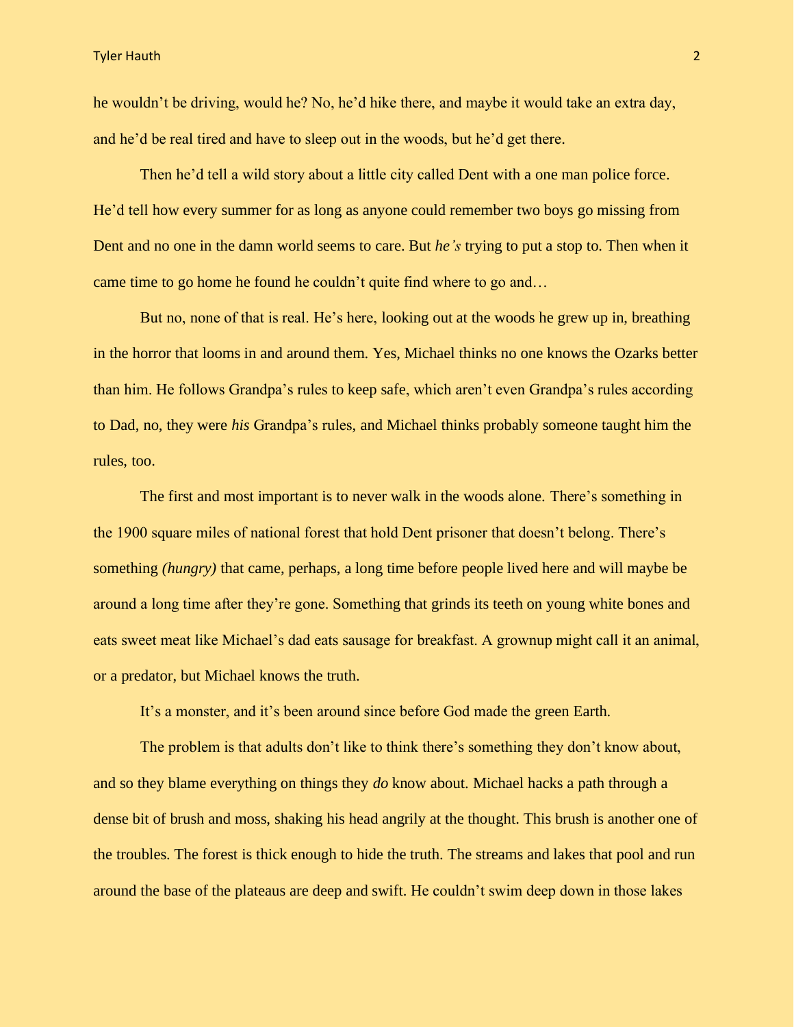he wouldn't be driving, would he? No, he'd hike there, and maybe it would take an extra day, and he'd be real tired and have to sleep out in the woods, but he'd get there.

Then he'd tell a wild story about a little city called Dent with a one man police force. He'd tell how every summer for as long as anyone could remember two boys go missing from Dent and no one in the damn world seems to care. But *he's* trying to put a stop to. Then when it came time to go home he found he couldn't quite find where to go and…

But no, none of that is real. He's here, looking out at the woods he grew up in, breathing in the horror that looms in and around them. Yes, Michael thinks no one knows the Ozarks better than him. He follows Grandpa's rules to keep safe, which aren't even Grandpa's rules according to Dad, no, they were *his* Grandpa's rules, and Michael thinks probably someone taught him the rules, too.

The first and most important is to never walk in the woods alone. There's something in the 1900 square miles of national forest that hold Dent prisoner that doesn't belong. There's something *(hungry)* that came, perhaps, a long time before people lived here and will maybe be around a long time after they're gone. Something that grinds its teeth on young white bones and eats sweet meat like Michael's dad eats sausage for breakfast. A grownup might call it an animal, or a predator, but Michael knows the truth.

It's a monster, and it's been around since before God made the green Earth.

The problem is that adults don't like to think there's something they don't know about, and so they blame everything on things they *do* know about. Michael hacks a path through a dense bit of brush and moss, shaking his head angrily at the thought. This brush is another one of the troubles. The forest is thick enough to hide the truth. The streams and lakes that pool and run around the base of the plateaus are deep and swift. He couldn't swim deep down in those lakes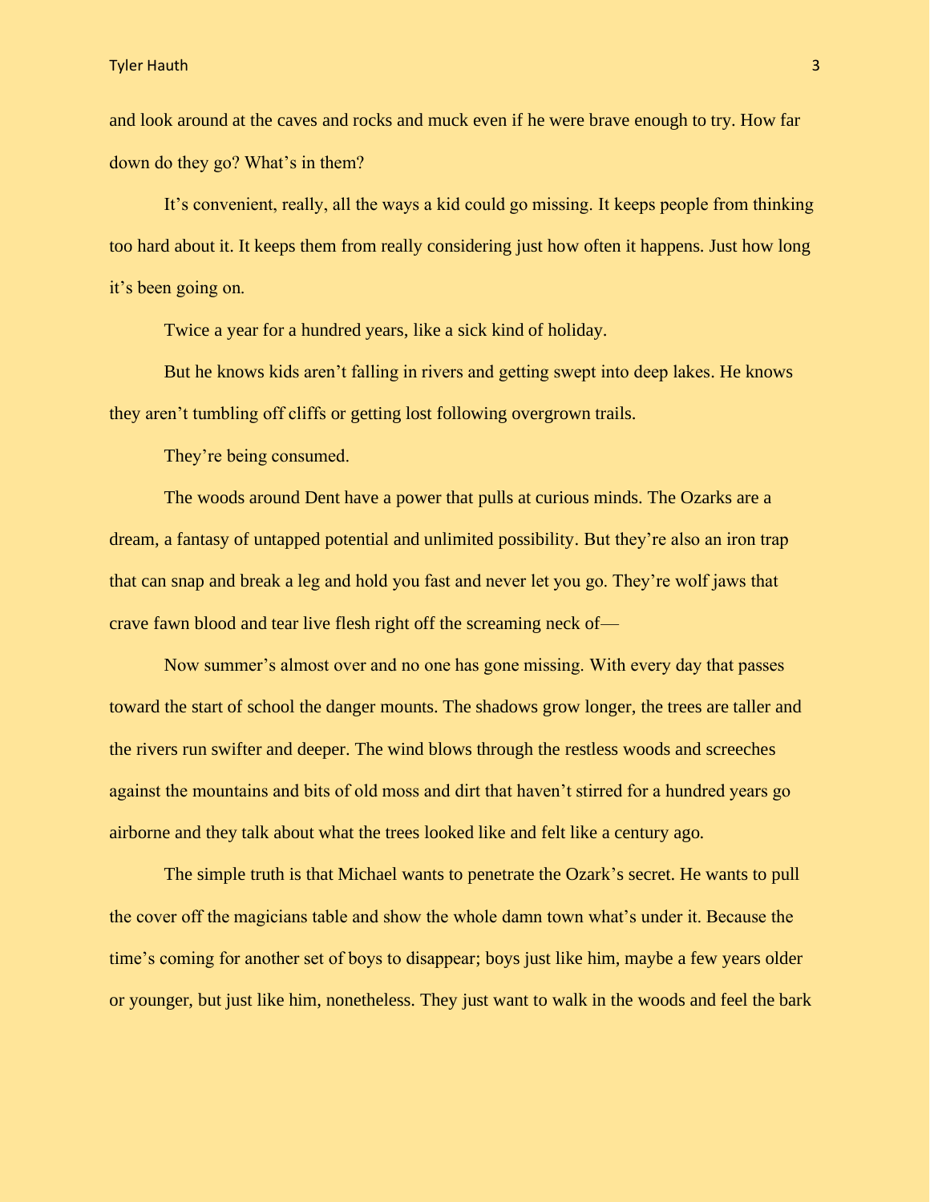and look around at the caves and rocks and muck even if he were brave enough to try. How far down do they go? What's in them?

It's convenient, really, all the ways a kid could go missing. It keeps people from thinking too hard about it. It keeps them from really considering just how often it happens. Just how long it's been going on.

Twice a year for a hundred years, like a sick kind of holiday.

But he knows kids aren't falling in rivers and getting swept into deep lakes. He knows they aren't tumbling off cliffs or getting lost following overgrown trails.

They're being consumed.

The woods around Dent have a power that pulls at curious minds. The Ozarks are a dream, a fantasy of untapped potential and unlimited possibility. But they're also an iron trap that can snap and break a leg and hold you fast and never let you go. They're wolf jaws that crave fawn blood and tear live flesh right off the screaming neck of—

Now summer's almost over and no one has gone missing. With every day that passes toward the start of school the danger mounts. The shadows grow longer, the trees are taller and the rivers run swifter and deeper. The wind blows through the restless woods and screeches against the mountains and bits of old moss and dirt that haven't stirred for a hundred years go airborne and they talk about what the trees looked like and felt like a century ago.

The simple truth is that Michael wants to penetrate the Ozark's secret. He wants to pull the cover off the magicians table and show the whole damn town what's under it. Because the time's coming for another set of boys to disappear; boys just like him, maybe a few years older or younger, but just like him, nonetheless. They just want to walk in the woods and feel the bark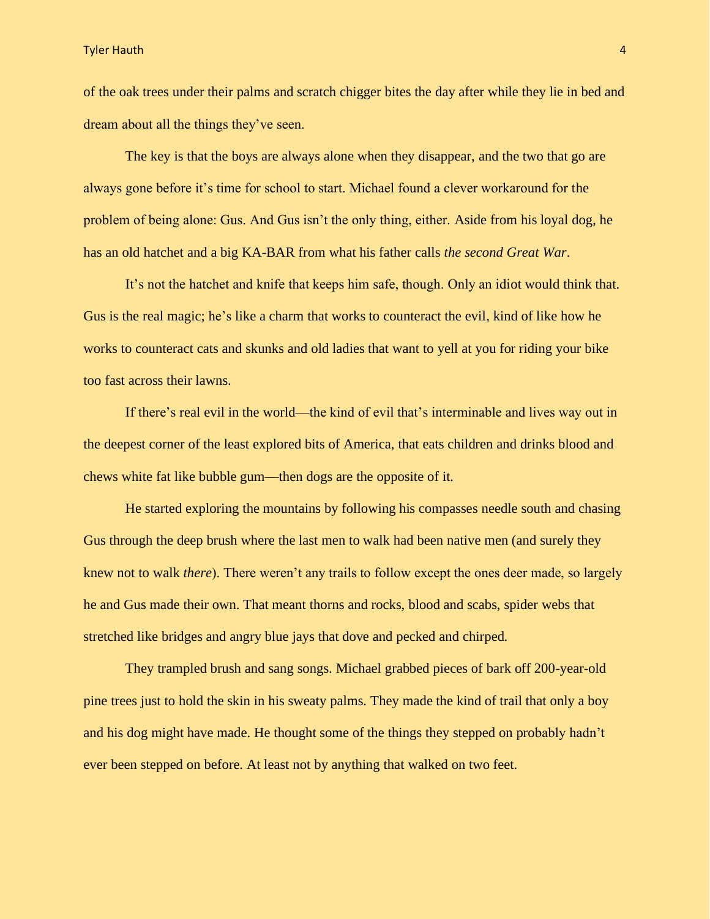of the oak trees under their palms and scratch chigger bites the day after while they lie in bed and dream about all the things they've seen.

The key is that the boys are always alone when they disappear, and the two that go are always gone before it's time for school to start. Michael found a clever workaround for the problem of being alone: Gus. And Gus isn't the only thing, either. Aside from his loyal dog, he has an old hatchet and a big KA-BAR from what his father calls *the second Great War*.

It's not the hatchet and knife that keeps him safe, though. Only an idiot would think that. Gus is the real magic; he's like a charm that works to counteract the evil, kind of like how he works to counteract cats and skunks and old ladies that want to yell at you for riding your bike too fast across their lawns.

If there's real evil in the world—the kind of evil that's interminable and lives way out in the deepest corner of the least explored bits of America, that eats children and drinks blood and chews white fat like bubble gum—then dogs are the opposite of it.

He started exploring the mountains by following his compasses needle south and chasing Gus through the deep brush where the last men to walk had been native men (and surely they knew not to walk *there*). There weren't any trails to follow except the ones deer made, so largely he and Gus made their own. That meant thorns and rocks, blood and scabs, spider webs that stretched like bridges and angry blue jays that dove and pecked and chirped.

They trampled brush and sang songs. Michael grabbed pieces of bark off 200-year-old pine trees just to hold the skin in his sweaty palms. They made the kind of trail that only a boy and his dog might have made. He thought some of the things they stepped on probably hadn't ever been stepped on before. At least not by anything that walked on two feet.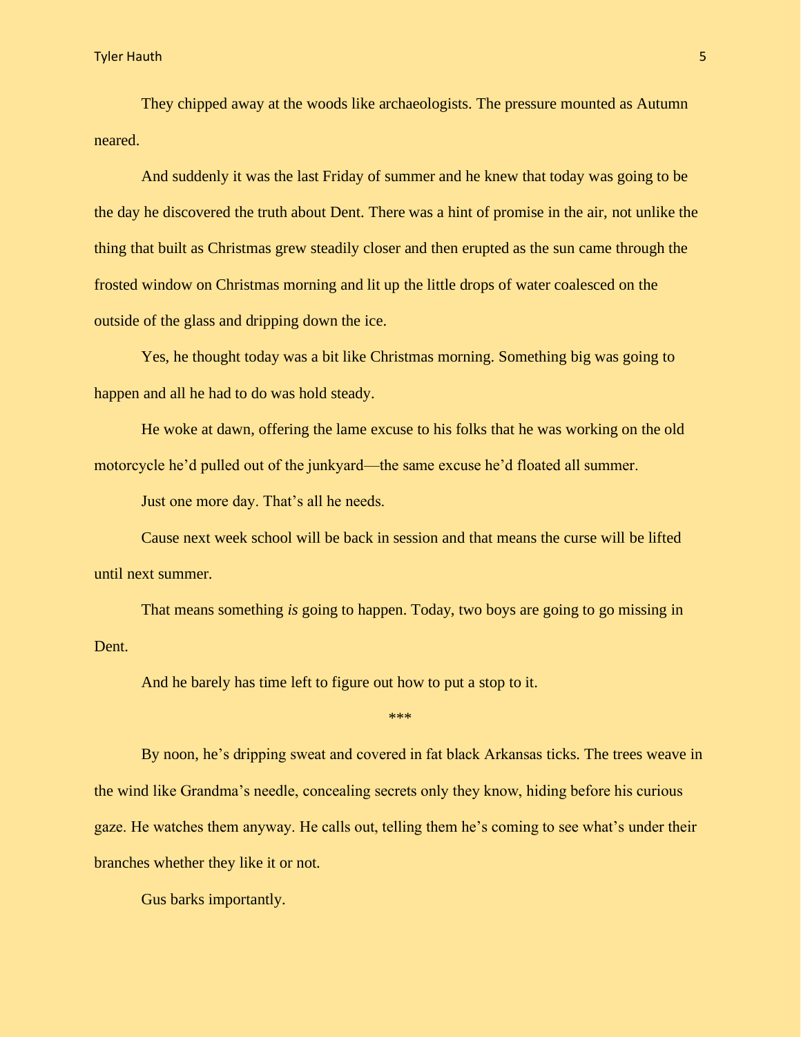They chipped away at the woods like archaeologists. The pressure mounted as Autumn neared.

And suddenly it was the last Friday of summer and he knew that today was going to be the day he discovered the truth about Dent. There was a hint of promise in the air, not unlike the thing that built as Christmas grew steadily closer and then erupted as the sun came through the frosted window on Christmas morning and lit up the little drops of water coalesced on the outside of the glass and dripping down the ice.

Yes, he thought today was a bit like Christmas morning. Something big was going to happen and all he had to do was hold steady.

He woke at dawn, offering the lame excuse to his folks that he was working on the old motorcycle he'd pulled out of the junkyard—the same excuse he'd floated all summer.

Just one more day. That's all he needs.

Cause next week school will be back in session and that means the curse will be lifted until next summer.

That means something *is* going to happen. Today, two boys are going to go missing in Dent.

And he barely has time left to figure out how to put a stop to it.

\*\*\*

By noon, he's dripping sweat and covered in fat black Arkansas ticks. The trees weave in the wind like Grandma's needle, concealing secrets only they know, hiding before his curious gaze. He watches them anyway. He calls out, telling them he's coming to see what's under their branches whether they like it or not.

Gus barks importantly.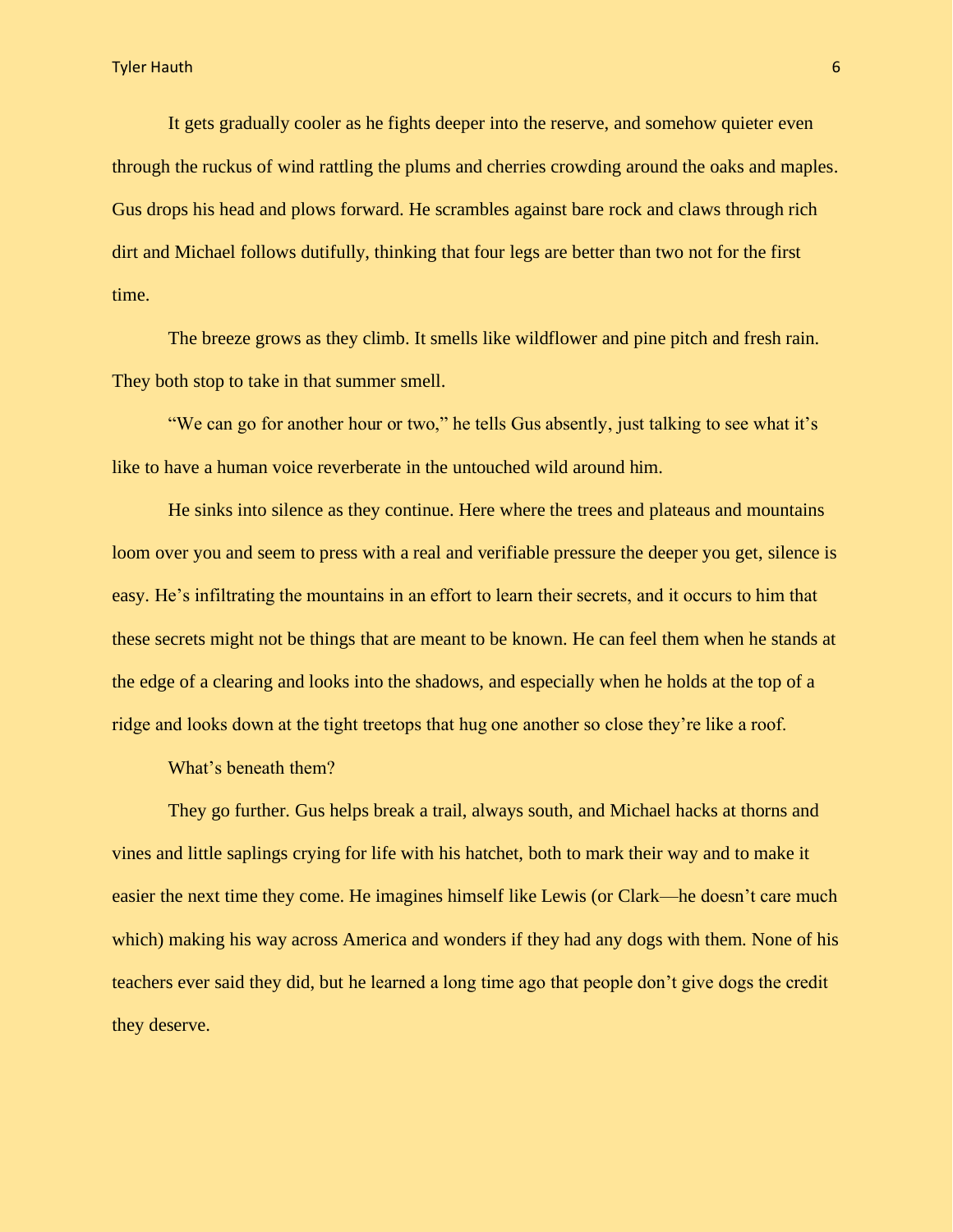It gets gradually cooler as he fights deeper into the reserve, and somehow quieter even through the ruckus of wind rattling the plums and cherries crowding around the oaks and maples. Gus drops his head and plows forward. He scrambles against bare rock and claws through rich dirt and Michael follows dutifully, thinking that four legs are better than two not for the first time.

The breeze grows as they climb. It smells like wildflower and pine pitch and fresh rain. They both stop to take in that summer smell.

"We can go for another hour or two," he tells Gus absently, just talking to see what it's like to have a human voice reverberate in the untouched wild around him.

He sinks into silence as they continue. Here where the trees and plateaus and mountains loom over you and seem to press with a real and verifiable pressure the deeper you get, silence is easy. He's infiltrating the mountains in an effort to learn their secrets, and it occurs to him that these secrets might not be things that are meant to be known. He can feel them when he stands at the edge of a clearing and looks into the shadows, and especially when he holds at the top of a ridge and looks down at the tight treetops that hug one another so close they're like a roof.

What's beneath them?

They go further. Gus helps break a trail, always south, and Michael hacks at thorns and vines and little saplings crying for life with his hatchet, both to mark their way and to make it easier the next time they come. He imagines himself like Lewis (or Clark—he doesn't care much which) making his way across America and wonders if they had any dogs with them. None of his teachers ever said they did, but he learned a long time ago that people don't give dogs the credit they deserve.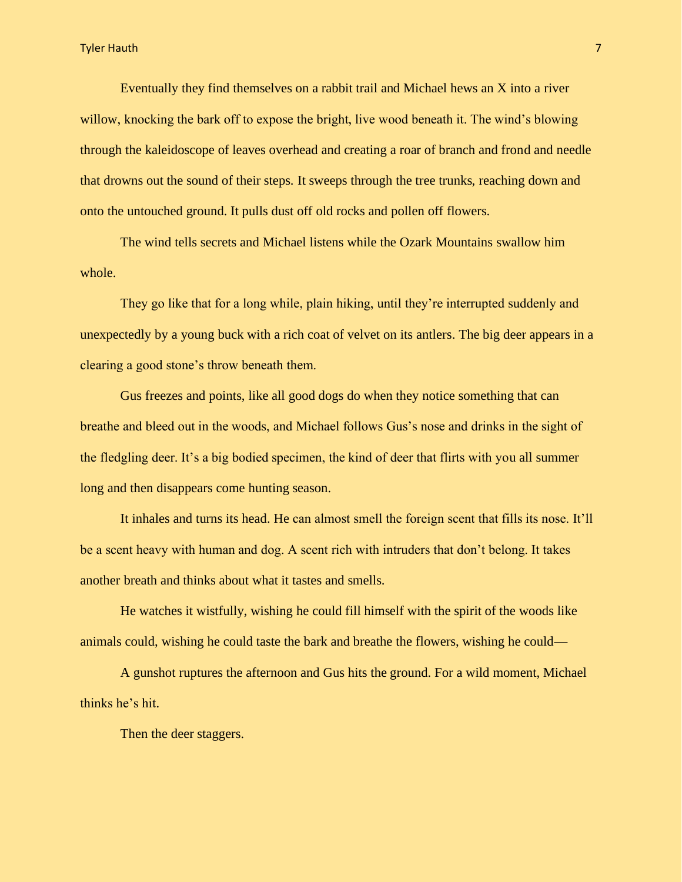Eventually they find themselves on a rabbit trail and Michael hews an X into a river willow, knocking the bark off to expose the bright, live wood beneath it. The wind's blowing through the kaleidoscope of leaves overhead and creating a roar of branch and frond and needle that drowns out the sound of their steps. It sweeps through the tree trunks, reaching down and onto the untouched ground. It pulls dust off old rocks and pollen off flowers.

The wind tells secrets and Michael listens while the Ozark Mountains swallow him whole.

They go like that for a long while, plain hiking, until they're interrupted suddenly and unexpectedly by a young buck with a rich coat of velvet on its antlers. The big deer appears in a clearing a good stone's throw beneath them.

Gus freezes and points, like all good dogs do when they notice something that can breathe and bleed out in the woods, and Michael follows Gus's nose and drinks in the sight of the fledgling deer. It's a big bodied specimen, the kind of deer that flirts with you all summer long and then disappears come hunting season.

It inhales and turns its head. He can almost smell the foreign scent that fills its nose. It'll be a scent heavy with human and dog. A scent rich with intruders that don't belong. It takes another breath and thinks about what it tastes and smells.

He watches it wistfully, wishing he could fill himself with the spirit of the woods like animals could, wishing he could taste the bark and breathe the flowers, wishing he could—

A gunshot ruptures the afternoon and Gus hits the ground. For a wild moment, Michael thinks he's hit.

Then the deer staggers.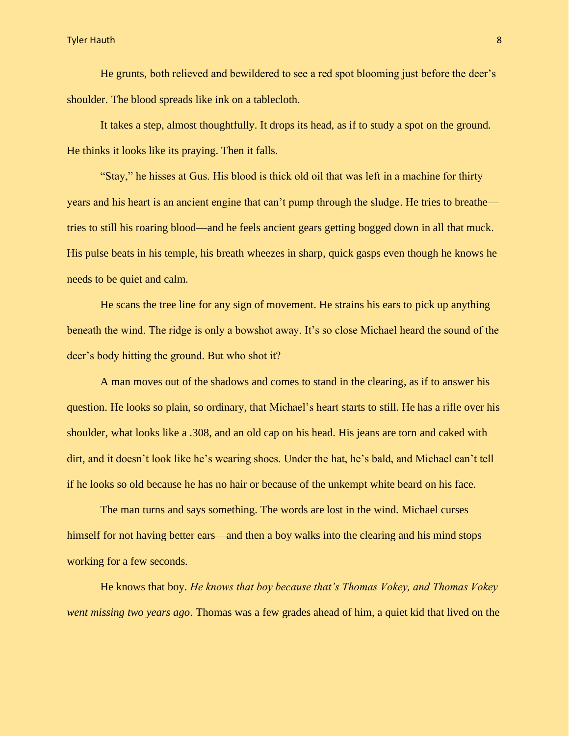He grunts, both relieved and bewildered to see a red spot blooming just before the deer's shoulder. The blood spreads like ink on a tablecloth.

It takes a step, almost thoughtfully. It drops its head, as if to study a spot on the ground. He thinks it looks like its praying. Then it falls.

"Stay," he hisses at Gus. His blood is thick old oil that was left in a machine for thirty years and his heart is an ancient engine that can't pump through the sludge. He tries to breathe—tries to still his roaring blood—and he feels ancient gears getting bogged down in all that muck. His pulse beats in his temple, his breath wheezes in sharp, quick gasps even though he knows he needs to be quiet and calm.

He scans the tree line for any sign of movement. He strains his ears to pick up anything beneath the wind. The ridge is only a bowshot away. It's so close Michael heard the sound of the deer's body hitting the ground. But who shot it?

A man moves out of the shadows and comes to stand in the clearing, as if to answer his question. He looks so plain, so ordinary, that Michael's heart starts to still. He has a rifle over his shoulder, what looks like a .308, and an old cap on his head. His jeans are torn and caked with dirt, and it doesn't look like he's wearing shoes. Under the hat, he's bald, and Michael can't tell if he looks so old because he has no hair or because of the unkempt white beard on his face.

The man turns and says something. The words are lost in the wind. Michael curses himself for not having better ears—and then a boy walks into the clearing and his mind stops working for a few seconds.

He knows that boy. *He knows that boy because that's Thomas Vokey, and Thomas Vokey went missing two years ago*. Thomas was a few grades ahead of him, a quiet kid that lived on the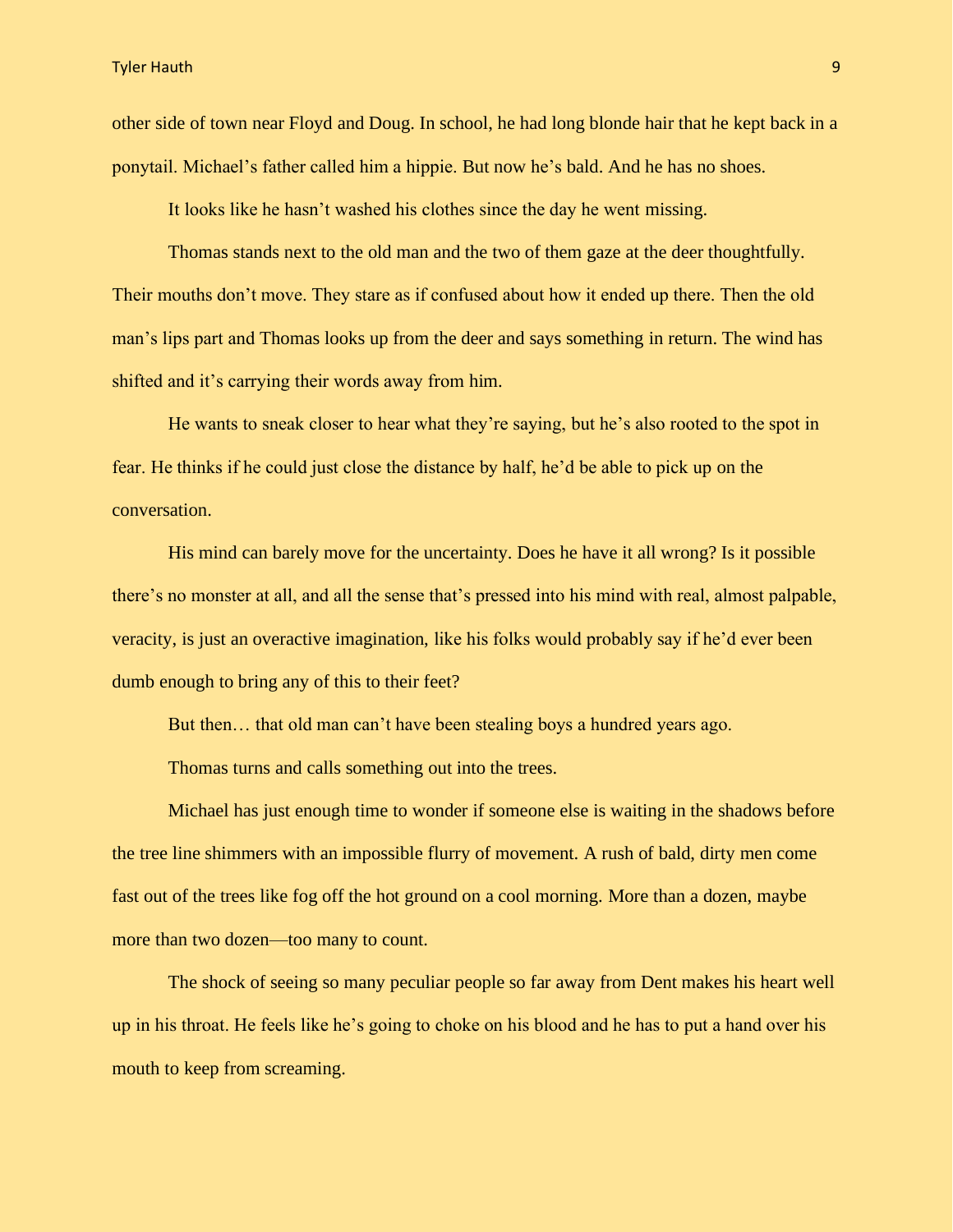other side of town near Floyd and Doug. In school, he had long blonde hair that he kept back in a ponytail. Michael's father called him a hippie. But now he's bald. And he has no shoes.

It looks like he hasn't washed his clothes since the day he went missing.

Thomas stands next to the old man and the two of them gaze at the deer thoughtfully. Their mouths don't move. They stare as if confused about how it ended up there. Then the old man's lips part and Thomas looks up from the deer and says something in return. The wind has shifted and it's carrying their words away from him.

He wants to sneak closer to hear what they're saying, but he's also rooted to the spot in fear. He thinks if he could just close the distance by half, he'd be able to pick up on the conversation.

His mind can barely move for the uncertainty. Does he have it all wrong? Is it possible there's no monster at all, and all the sense that's pressed into his mind with real, almost palpable, veracity, is just an overactive imagination, like his folks would probably say if he'd ever been dumb enough to bring any of this to their feet?

But then… that old man can't have been stealing boys a hundred years ago.

Thomas turns and calls something out into the trees.

Michael has just enough time to wonder if someone else is waiting in the shadows before the tree line shimmers with an impossible flurry of movement. A rush of bald, dirty men come fast out of the trees like fog off the hot ground on a cool morning. More than a dozen, maybe more than two dozen—too many to count.

The shock of seeing so many peculiar people so far away from Dent makes his heart well up in his throat. He feels like he's going to choke on his blood and he has to put a hand over his mouth to keep from screaming.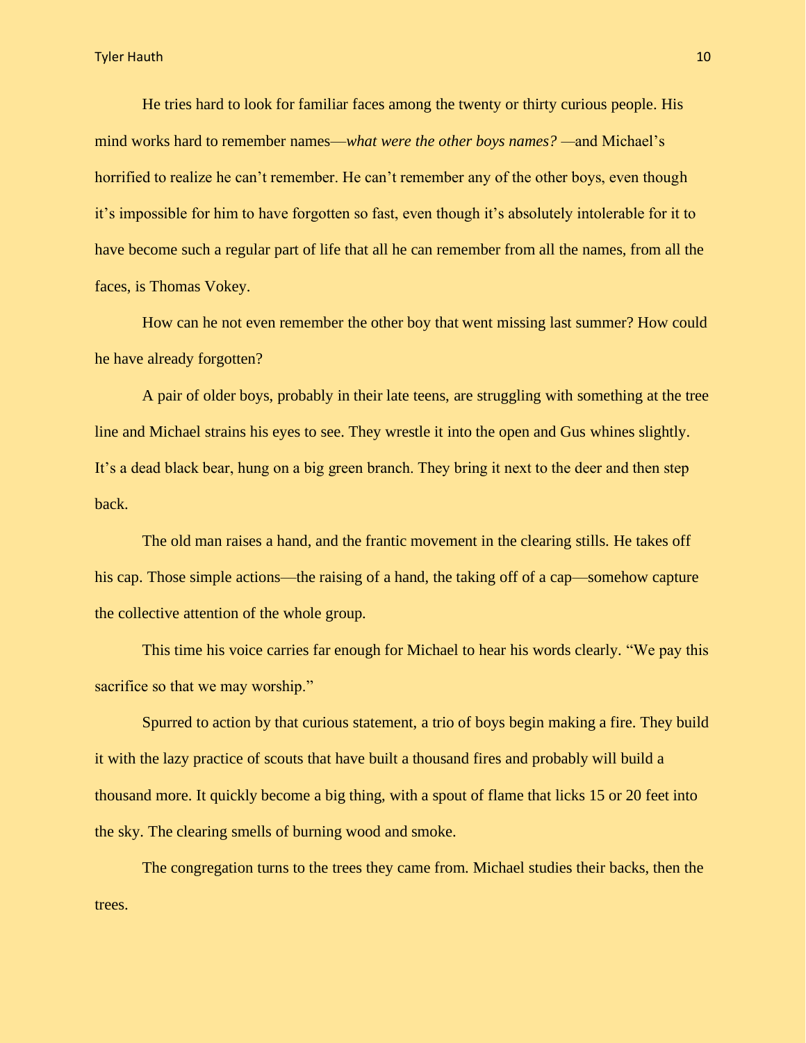He tries hard to look for familiar faces among the twenty or thirty curious people. His mind works hard to remember names—*what were the other boys names?* —and Michael's horrified to realize he can't remember. He can't remember any of the other boys, even though it's impossible for him to have forgotten so fast, even though it's absolutely intolerable for it to have become such a regular part of life that all he can remember from all the names, from all the faces, is Thomas Vokey.

How can he not even remember the other boy that went missing last summer? How could he have already forgotten?

A pair of older boys, probably in their late teens, are struggling with something at the tree line and Michael strains his eyes to see. They wrestle it into the open and Gus whines slightly. It's a dead black bear, hung on a big green branch. They bring it next to the deer and then step back.

The old man raises a hand, and the frantic movement in the clearing stills. He takes off his cap. Those simple actions—the raising of a hand, the taking off of a cap—somehow capture the collective attention of the whole group.

This time his voice carries far enough for Michael to hear his words clearly. "We pay this sacrifice so that we may worship."

Spurred to action by that curious statement, a trio of boys begin making a fire. They build it with the lazy practice of scouts that have built a thousand fires and probably will build a thousand more. It quickly become a big thing, with a spout of flame that licks 15 or 20 feet into the sky. The clearing smells of burning wood and smoke.

The congregation turns to the trees they came from. Michael studies their backs, then the trees.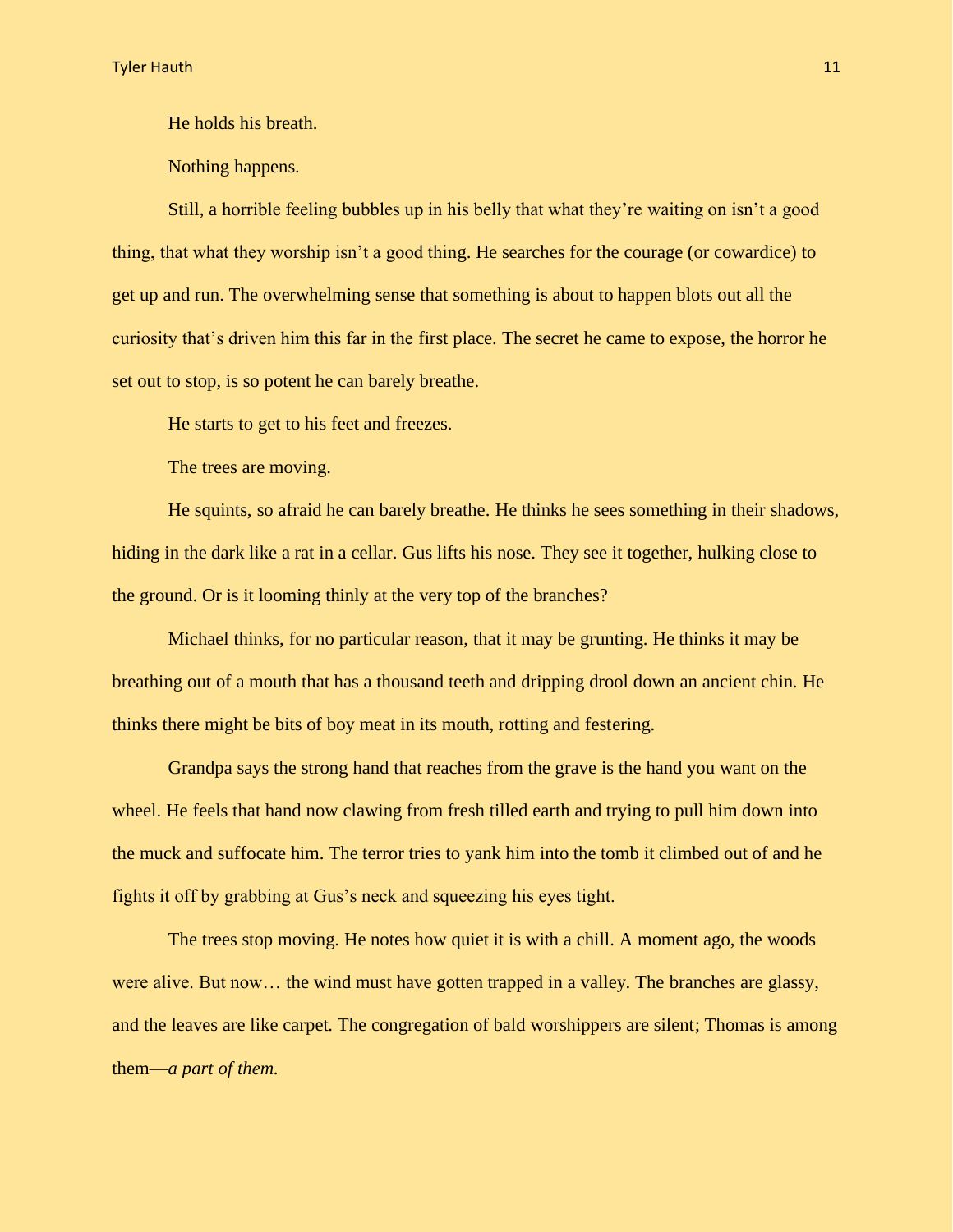He holds his breath.

Nothing happens.

Still, a horrible feeling bubbles up in his belly that what they're waiting on isn't a good thing, that what they worship isn't a good thing. He searches for the courage (or cowardice) to get up and run. The overwhelming sense that something is about to happen blots out all the curiosity that's driven him this far in the first place. The secret he came to expose, the horror he set out to stop, is so potent he can barely breathe.

He starts to get to his feet and freezes.

The trees are moving.

He squints, so afraid he can barely breathe. He thinks he sees something in their shadows, hiding in the dark like a rat in a cellar. Gus lifts his nose. They see it together, hulking close to the ground. Or is it looming thinly at the very top of the branches?

Michael thinks, for no particular reason, that it may be grunting. He thinks it may be breathing out of a mouth that has a thousand teeth and dripping drool down an ancient chin. He thinks there might be bits of boy meat in its mouth, rotting and festering.

Grandpa says the strong hand that reaches from the grave is the hand you want on the wheel. He feels that hand now clawing from fresh tilled earth and trying to pull him down into the muck and suffocate him. The terror tries to yank him into the tomb it climbed out of and he fights it off by grabbing at Gus's neck and squeezing his eyes tight.

The trees stop moving. He notes how quiet it is with a chill. A moment ago, the woods were alive. But now… the wind must have gotten trapped in a valley. The branches are glassy, and the leaves are like carpet. The congregation of bald worshippers are silent; Thomas is among them—*a part of them.*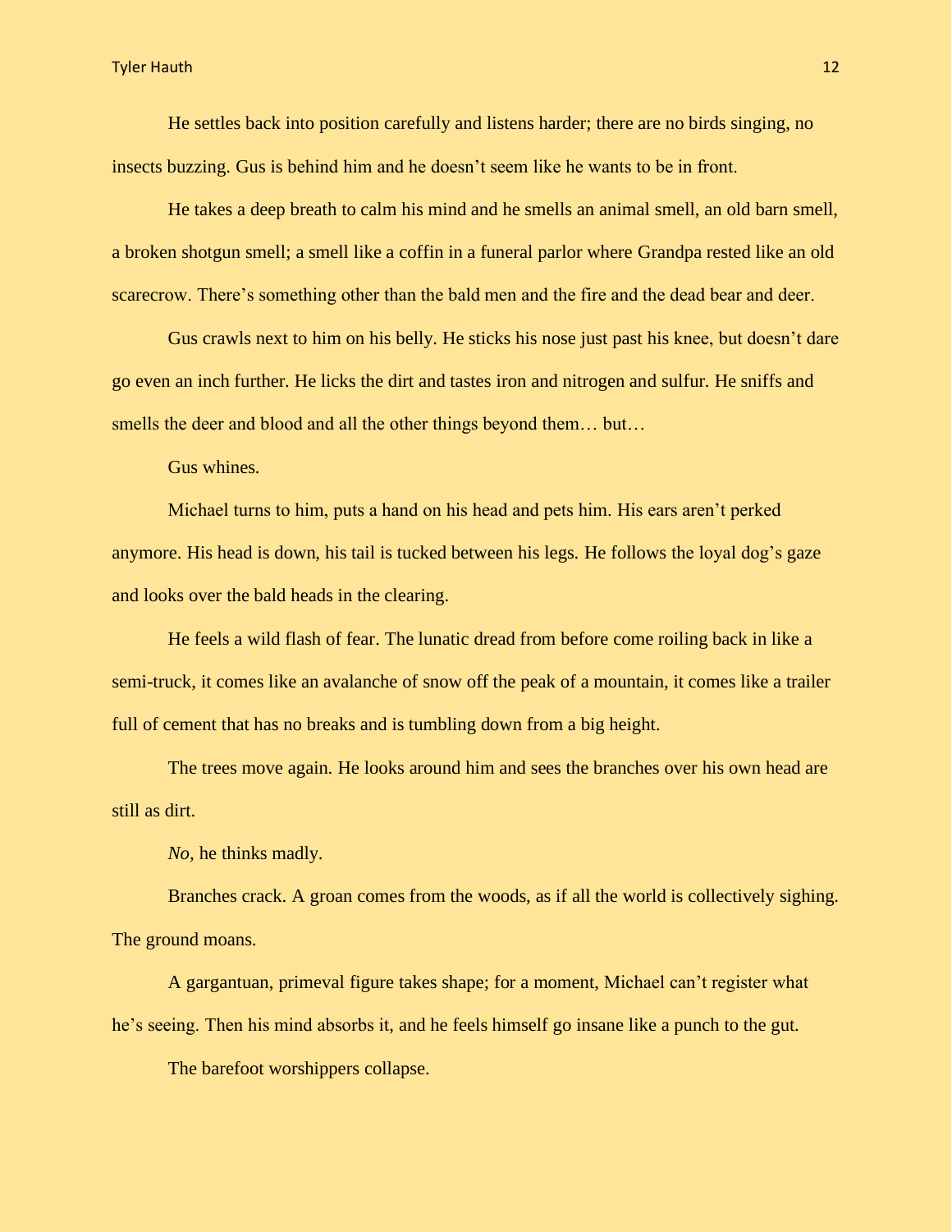He settles back into position carefully and listens harder; there are no birds singing, no insects buzzing. Gus is behind him and he doesn't seem like he wants to be in front.

He takes a deep breath to calm his mind and he smells an animal smell, an old barn smell, a broken shotgun smell; a smell like a coffin in a funeral parlor where Grandpa rested like an old scarecrow. There's something other than the bald men and the fire and the dead bear and deer.

Gus crawls next to him on his belly. He sticks his nose just past his knee, but doesn't dare go even an inch further. He licks the dirt and tastes iron and nitrogen and sulfur. He sniffs and smells the deer and blood and all the other things beyond them… but…

Gus whines.

Michael turns to him, puts a hand on his head and pets him. His ears aren't perked anymore. His head is down, his tail is tucked between his legs. He follows the loyal dog's gaze and looks over the bald heads in the clearing.

He feels a wild flash of fear. The lunatic dread from before come roiling back in like a semi-truck, it comes like an avalanche of snow off the peak of a mountain, it comes like a trailer full of cement that has no breaks and is tumbling down from a big height.

The trees move again. He looks around him and sees the branches over his own head are still as dirt.

*No,* he thinks madly.

Branches crack. A groan comes from the woods, as if all the world is collectively sighing. The ground moans.

A gargantuan, primeval figure takes shape; for a moment, Michael can't register what he's seeing. Then his mind absorbs it, and he feels himself go insane like a punch to the gut.

The barefoot worshippers collapse.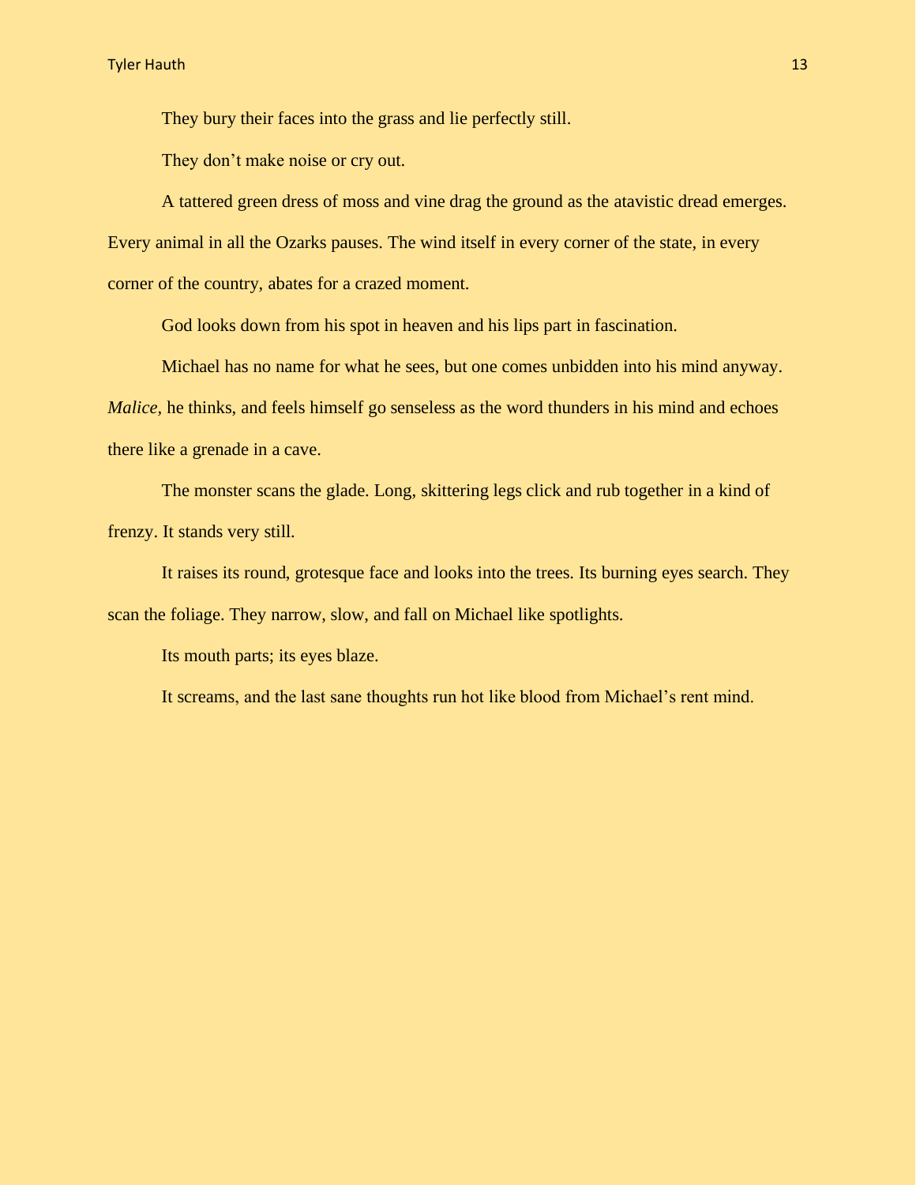They bury their faces into the grass and lie perfectly still.

They don't make noise or cry out.

A tattered green dress of moss and vine drag the ground as the atavistic dread emerges. Every animal in all the Ozarks pauses. The wind itself in every corner of the state, in every corner of the country, abates for a crazed moment.

God looks down from his spot in heaven and his lips part in fascination.

Michael has no name for what he sees, but one comes unbidden into his mind anyway. *Malice,* he thinks, and feels himself go senseless as the word thunders in his mind and echoes there like a grenade in a cave.

The monster scans the glade. Long, skittering legs click and rub together in a kind of frenzy. It stands very still.

It raises its round, grotesque face and looks into the trees. Its burning eyes search. They scan the foliage. They narrow, slow, and fall on Michael like spotlights.

Its mouth parts; its eyes blaze.

It screams, and the last sane thoughts run hot like blood from Michael's rent mind.